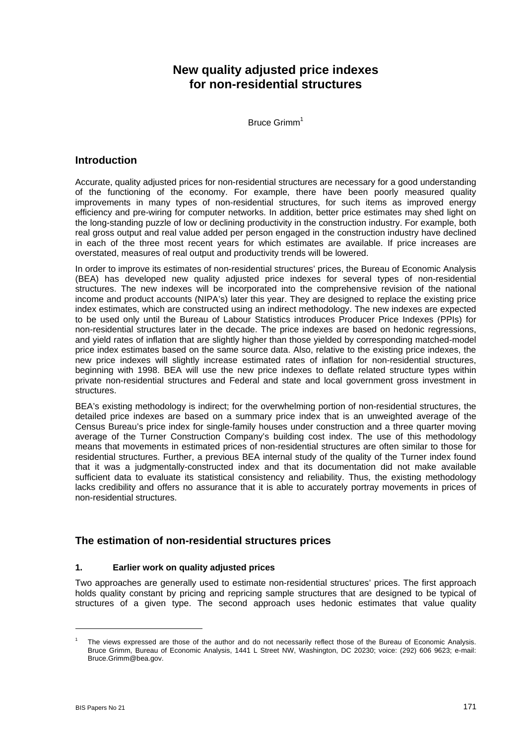# New quality adjusted price indexes for non-residential structures

Bruce Grimm[1]

## Introduction

Accurate, quality adjusted prices for non-residential structures are necessary for a good understanding of the functioning of the economy. For example, there have been poorly measured quality improvements in many types of non-residential structures, for such items as improved energy efficiency and pre-wiring for computer networks. In addition, better price estimates may shed light on the long-standing puzzle of low or declining productivity in the construction industry. For example, both real gross output and real value added per person engaged in the construction industry have declined in each of the three most recent years for which estimates are available. If price increases are overstated, measures of real output and productivity trends will be lowered.

In order to improve its estimates of non-residential structures' prices, the Bureau of Economic Analysis (BEA) has developed new quality adjusted price indexes for several types of non-residential structures. The new indexes will be incorporated into the comprehensive revision of the national income and product accounts (NIPA's) later this year. They are designed to replace the existing price index estimates, which are constructed using an indirect methodology. The new indexes are expected to be used only until the Bureau of Labour Statistics introduces Producer Price Indexes (PPIs) for non-residential structures later in the decade. The price indexes are based on hedonic regressions, and yield rates of inflation that are slightly higher than those yielded by corresponding matched-model price index estimates based on the same source data. Also, relative to the existing price indexes, the new price indexes will slightly increase estimated rates of inflation for non-residential structures, beginning with 1998. BEA will use the new price indexes to deflate related structure types within private non-residential structures and Federal and state and local government gross investment in structures.

BEA's existing methodology is indirect; for the overwhelming portion of non-residential structures, the detailed price indexes are based on a summary price index that is an unweighted average of the Census Bureau's price index for single-family houses under construction and a three quarter moving average of the Turner Construction Company's building cost index. The use of this methodology means that movements in estimated prices of non-residential structures are often similar to those for residential structures. Further, a previous BEA internal study of the quality of the Turner index found that it was a judgmentally-constructed index and that its documentation did not make available sufficient data to evaluate its statistical consistency and reliability. Thus, the existing methodology lacks credibility and offers no assurance that it is able to accurately portray movements in prices of non-residential structures.

## The estimation of non-residential structures prices

### 1. Earlier work on quality adjusted prices

Two approaches are generally used to estimate non-residential structures' prices. The first approach holds quality constant by pricing and repricing sample structures that are designed to be typical of structures of a given type. The second approach uses hedonic estimates that value quality

---

[1] The views expressed are those of the author and do not necessarily reflect those of the Bureau of Economic Analysis. Bruce Grimm, Bureau of Economic Analysis, 1441 L Street NW, Washington, DC 20230; voice: (292) 606 9623; e-mail: Bruce.Grimm@bea.gov.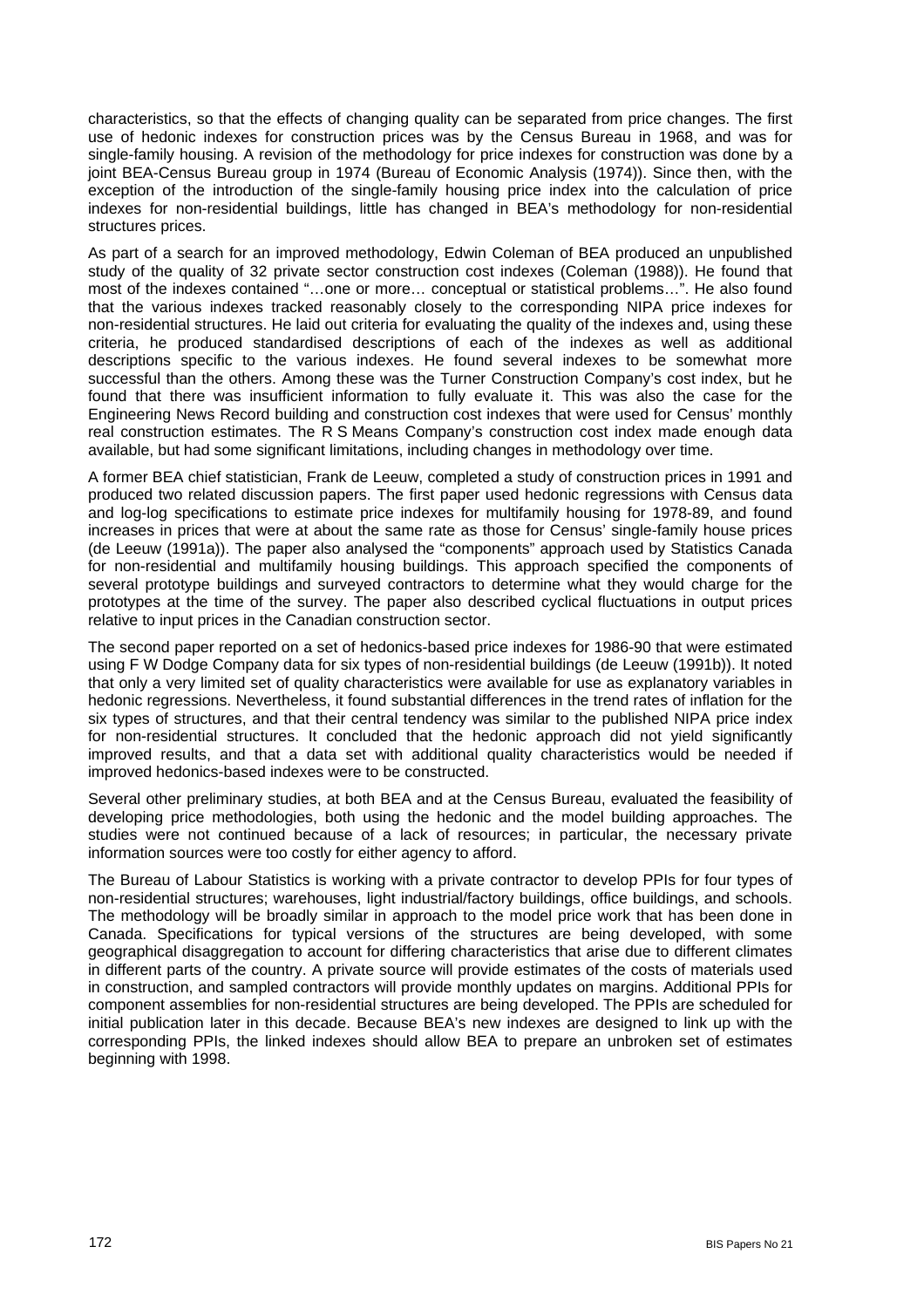characteristics, so that the effects of changing quality can be separated from price changes. The first use of hedonic indexes for construction prices was by the Census Bureau in 1968, and was for single-family housing. A revision of the methodology for price indexes for construction was done by a joint BEA-Census Bureau group in 1974 (Bureau of Economic Analysis (1974)). Since then, with the exception of the introduction of the single-family housing price index into the calculation of price indexes for non-residential buildings, little has changed in BEA's methodology for non-residential structures prices.

As part of a search for an improved methodology, Edwin Coleman of BEA produced an unpublished study of the quality of 32 private sector construction cost indexes (Coleman (1988)). He found that most of the indexes contained "…one or more… conceptual or statistical problems…". He also found that the various indexes tracked reasonably closely to the corresponding NIPA price indexes for non-residential structures. He laid out criteria for evaluating the quality of the indexes and, using these criteria, he produced standardised descriptions of each of the indexes as well as additional descriptions specific to the various indexes. He found several indexes to be somewhat more successful than the others. Among these was the Turner Construction Company's cost index, but he found that there was insufficient information to fully evaluate it. This was also the case for the Engineering News Record building and construction cost indexes that were used for Census' monthly real construction estimates. The R S Means Company's construction cost index made enough data available, but had some significant limitations, including changes in methodology over time.

A former BEA chief statistician, Frank de Leeuw, completed a study of construction prices in 1991 and produced two related discussion papers. The first paper used hedonic regressions with Census data and log-log specifications to estimate price indexes for multifamily housing for 1978-89, and found increases in prices that were at about the same rate as those for Census' single-family house prices (de Leeuw (1991a)). The paper also analysed the "components" approach used by Statistics Canada for non-residential and multifamily housing buildings. This approach specified the components of several prototype buildings and surveyed contractors to determine what they would charge for the prototypes at the time of the survey. The paper also described cyclical fluctuations in output prices relative to input prices in the Canadian construction sector.

The second paper reported on a set of hedonics-based price indexes for 1986-90 that were estimated using F W Dodge Company data for six types of non-residential buildings (de Leeuw (1991b)). It noted that only a very limited set of quality characteristics were available for use as explanatory variables in hedonic regressions. Nevertheless, it found substantial differences in the trend rates of inflation for the six types of structures, and that their central tendency was similar to the published NIPA price index for non-residential structures. It concluded that the hedonic approach did not yield significantly improved results, and that a data set with additional quality characteristics would be needed if improved hedonics-based indexes were to be constructed.

Several other preliminary studies, at both BEA and at the Census Bureau, evaluated the feasibility of developing price methodologies, both using the hedonic and the model building approaches. The studies were not continued because of a lack of resources; in particular, the necessary private information sources were too costly for either agency to afford.

The Bureau of Labour Statistics is working with a private contractor to develop PPIs for four types of non-residential structures; warehouses, light industrial/factory buildings, office buildings, and schools. The methodology will be broadly similar in approach to the model price work that has been done in Canada. Specifications for typical versions of the structures are being developed, with some geographical disaggregation to account for differing characteristics that arise due to different climates in different parts of the country. A private source will provide estimates of the costs of materials used in construction, and sampled contractors will provide monthly updates on margins. Additional PPIs for component assemblies for non-residential structures are being developed. The PPIs are scheduled for initial publication later in this decade. Because BEA's new indexes are designed to link up with the corresponding PPIs, the linked indexes should allow BEA to prepare an unbroken set of estimates beginning with 1998.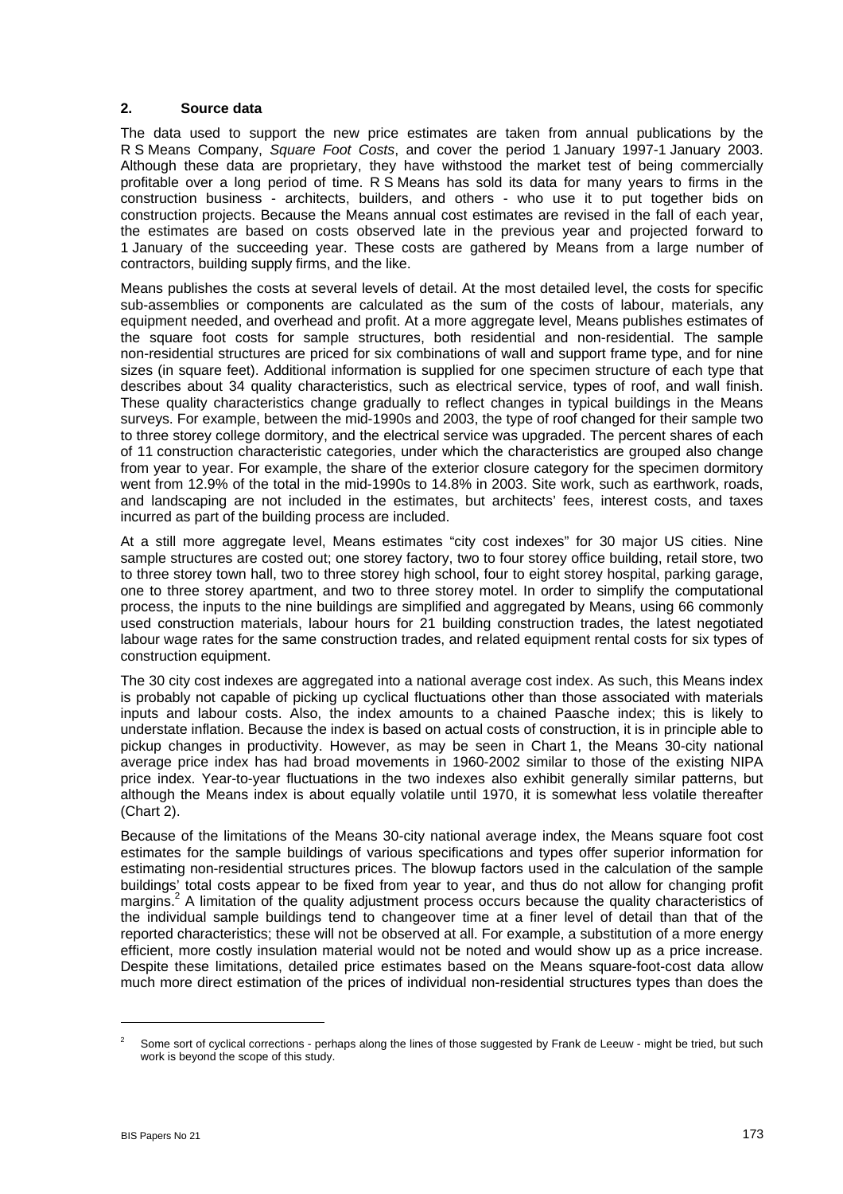## 2. Source data

The data used to support the new price estimates are taken from annual publications by the R S Means Company, *Square Foot Costs*, and cover the period 1 January 1997-1 January 2003. Although these data are proprietary, they have withstood the market test of being commercially profitable over a long period of time. R S Means has sold its data for many years to firms in the construction business - architects, builders, and others - who use it to put together bids on construction projects. Because the Means annual cost estimates are revised in the fall of each year, the estimates are based on costs observed late in the previous year and projected forward to 1 January of the succeeding year. These costs are gathered by Means from a large number of contractors, building supply firms, and the like.

Means publishes the costs at several levels of detail. At the most detailed level, the costs for specific sub-assemblies or components are calculated as the sum of the costs of labour, materials, any equipment needed, and overhead and profit. At a more aggregate level, Means publishes estimates of the square foot costs for sample structures, both residential and non-residential. The sample non-residential structures are priced for six combinations of wall and support frame type, and for nine sizes (in square feet). Additional information is supplied for one specimen structure of each type that describes about 34 quality characteristics, such as electrical service, types of roof, and wall finish. These quality characteristics change gradually to reflect changes in typical buildings in the Means surveys. For example, between the mid-1990s and 2003, the type of roof changed for their sample two to three storey college dormitory, and the electrical service was upgraded. The percent shares of each of 11 construction characteristic categories, under which the characteristics are grouped also change from year to year. For example, the share of the exterior closure category for the specimen dormitory went from 12.9% of the total in the mid-1990s to 14.8% in 2003. Site work, such as earthwork, roads, and landscaping are not included in the estimates, but architects' fees, interest costs, and taxes incurred as part of the building process are included.

At a still more aggregate level, Means estimates "city cost indexes" for 30 major US cities. Nine sample structures are costed out; one storey factory, two to four storey office building, retail store, two to three storey town hall, two to three storey high school, four to eight storey hospital, parking garage, one to three storey apartment, and two to three storey motel. In order to simplify the computational process, the inputs to the nine buildings are simplified and aggregated by Means, using 66 commonly used construction materials, labour hours for 21 building construction trades, the latest negotiated labour wage rates for the same construction trades, and related equipment rental costs for six types of construction equipment.

The 30 city cost indexes are aggregated into a national average cost index. As such, this Means index is probably not capable of picking up cyclical fluctuations other than those associated with materials inputs and labour costs. Also, the index amounts to a chained Paasche index; this is likely to understate inflation. Because the index is based on actual costs of construction, it is in principle able to pickup changes in productivity. However, as may be seen in Chart 1, the Means 30-city national average price index has had broad movements in 1960-2002 similar to those of the existing NIPA price index. Year-to-year fluctuations in the two indexes also exhibit generally similar patterns, but although the Means index is about equally volatile until 1970, it is somewhat less volatile thereafter (Chart 2).

Because of the limitations of the Means 30-city national average index, the Means square foot cost estimates for the sample buildings of various specifications and types offer superior information for estimating non-residential structures prices. The blowup factors used in the calculation of the sample buildings' total costs appear to be fixed from year to year, and thus do not allow for changing profit margins.[2] A limitation of the quality adjustment process occurs because the quality characteristics of the individual sample buildings tend to changeover time at a finer level of detail than that of the reported characteristics; these will not be observed at all. For example, a substitution of a more energy efficient, more costly insulation material would not be noted and would show up as a price increase. Despite these limitations, detailed price estimates based on the Means square-foot-cost data allow much more direct estimation of the prices of individual non-residential structures types than does the

[2] Some sort of cyclical corrections - perhaps along the lines of those suggested by Frank de Leeuw - might be tried, but such work is beyond the scope of this study.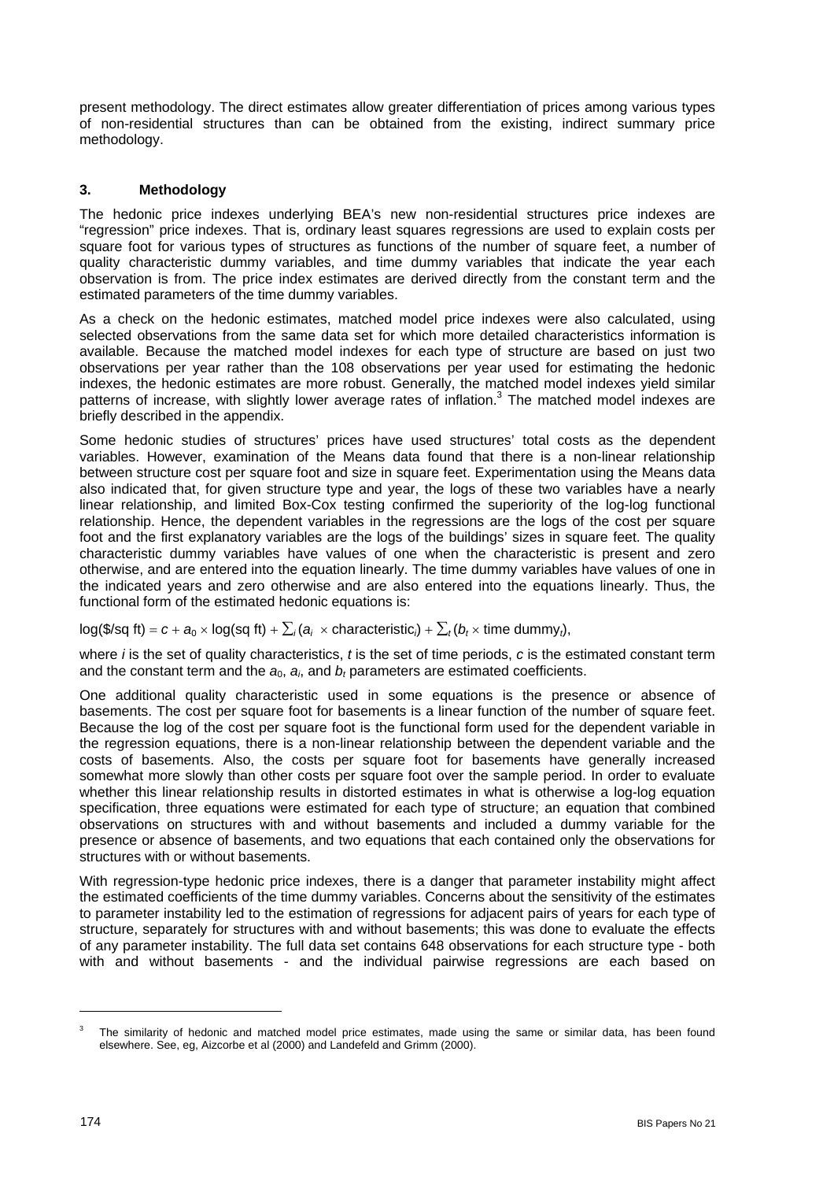present methodology. The direct estimates allow greater differentiation of prices among various types of non-residential structures than can be obtained from the existing, indirect summary price methodology.

### 3. Methodology

The hedonic price indexes underlying BEA's new non-residential structures price indexes are "regression" price indexes. That is, ordinary least squares regressions are used to explain costs per square foot for various types of structures as functions of the number of square feet, a number of quality characteristic dummy variables, and time dummy variables that indicate the year each observation is from. The price index estimates are derived directly from the constant term and the estimated parameters of the time dummy variables.

As a check on the hedonic estimates, matched model price indexes were also calculated, using selected observations from the same data set for which more detailed characteristics information is available. Because the matched model indexes for each type of structure are based on just two observations per year rather than the 108 observations per year used for estimating the hedonic indexes, the hedonic estimates are more robust. Generally, the matched model indexes yield similar patterns of increase, with slightly lower average rates of inflation.[3] The matched model indexes are briefly described in the appendix.

Some hedonic studies of structures' prices have used structures' total costs as the dependent variables. However, examination of the Means data found that there is a non-linear relationship between structure cost per square foot and size in square feet. Experimentation using the Means data also indicated that, for given structure type and year, the logs of these two variables have a nearly linear relationship, and limited Box-Cox testing confirmed the superiority of the log-log functional relationship. Hence, the dependent variables in the regressions are the logs of the cost per square foot and the first explanatory variables are the logs of the buildings' sizes in square feet. The quality characteristic dummy variables have values of one when the characteristic is present and zero otherwise, and are entered into the equation linearly. The time dummy variables have values of one in the indicated years and zero otherwise and are also entered into the equations linearly. Thus, the functional form of the estimated hedonic equations is:

$$\log(\$/\text{sq ft}) = c + a_0 \times \log(\text{sq ft}) + \textstyle\sum_i (a_i \times \text{characteristic}_i) + \sum_t (b_t \times \text{time dummy}_t),$$

where $i$ is the set of quality characteristics, $t$ is the set of time periods, $c$ is the estimated constant term and the constant term and the $a_0$, $a_i$, and $b_t$ parameters are estimated coefficients.

One additional quality characteristic used in some equations is the presence or absence of basements. The cost per square foot for basements is a linear function of the number of square feet. Because the log of the cost per square foot is the functional form used for the dependent variable in the regression equations, there is a non-linear relationship between the dependent variable and the costs of basements. Also, the costs per square foot for basements have generally increased somewhat more slowly than other costs per square foot over the sample period. In order to evaluate whether this linear relationship results in distorted estimates in what is otherwise a log-log equation specification, three equations were estimated for each type of structure; an equation that combined observations on structures with and without basements and included a dummy variable for the presence or absence of basements, and two equations that each contained only the observations for structures with or without basements.

With regression-type hedonic price indexes, there is a danger that parameter instability might affect the estimated coefficients of the time dummy variables. Concerns about the sensitivity of the estimates to parameter instability led to the estimation of regressions for adjacent pairs of years for each type of structure, separately for structures with and without basements; this was done to evaluate the effects of any parameter instability. The full data set contains 648 observations for each structure type - both with and without basements - and the individual pairwise regressions are each based on

---

[3] The similarity of hedonic and matched model price estimates, made using the same or similar data, has been found elsewhere. See, eg, Aizcorbe et al (2000) and Landefeld and Grimm (2000).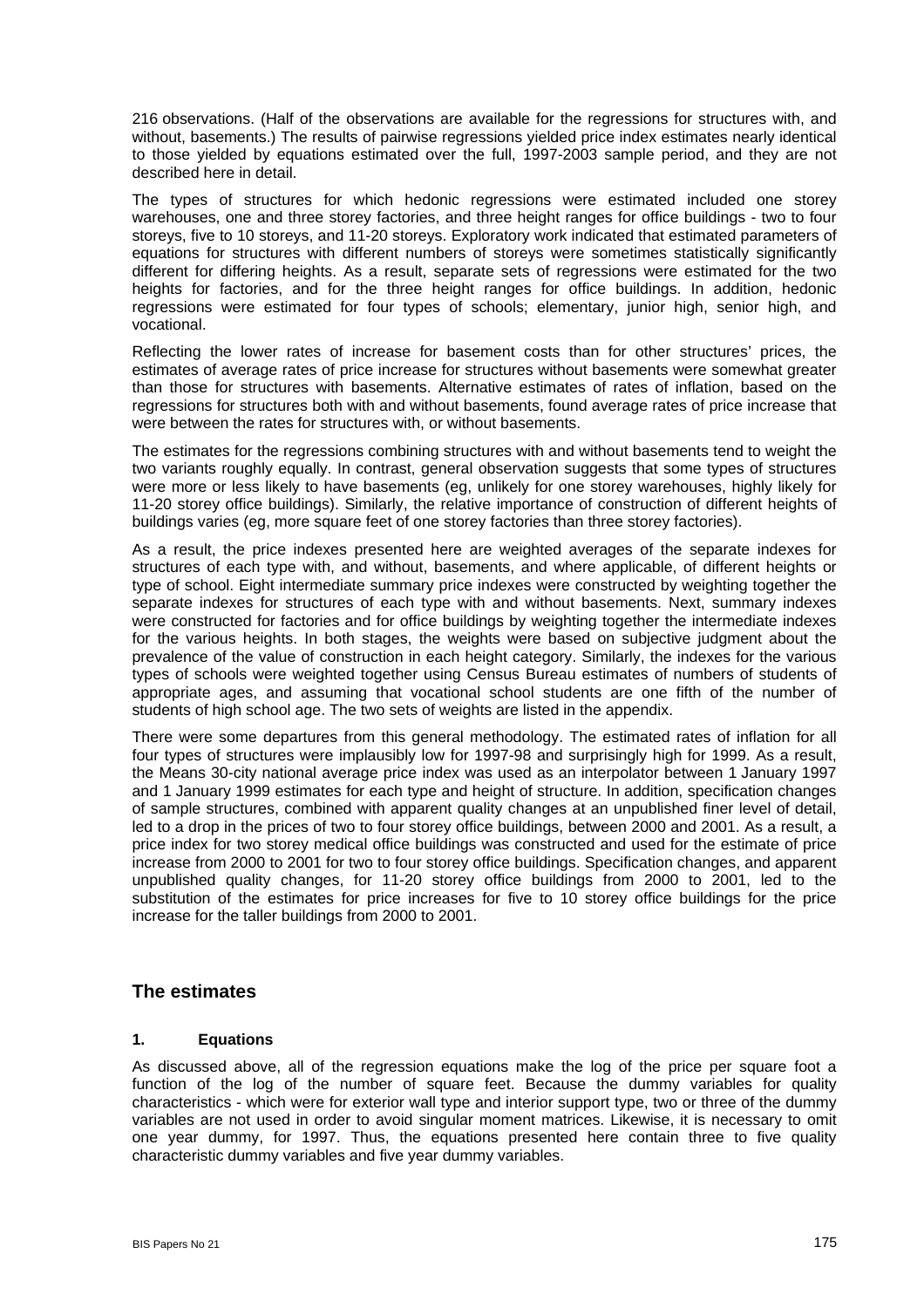216 observations. (Half of the observations are available for the regressions for structures with, and without, basements.) The results of pairwise regressions yielded price index estimates nearly identical to those yielded by equations estimated over the full, 1997-2003 sample period, and they are not described here in detail.

The types of structures for which hedonic regressions were estimated included one storey warehouses, one and three storey factories, and three height ranges for office buildings - two to four storeys, five to 10 storeys, and 11-20 storeys. Exploratory work indicated that estimated parameters of equations for structures with different numbers of storeys were sometimes statistically significantly different for differing heights. As a result, separate sets of regressions were estimated for the two heights for factories, and for the three height ranges for office buildings. In addition, hedonic regressions were estimated for four types of schools; elementary, junior high, senior high, and vocational.

Reflecting the lower rates of increase for basement costs than for other structures' prices, the estimates of average rates of price increase for structures without basements were somewhat greater than those for structures with basements. Alternative estimates of rates of inflation, based on the regressions for structures both with and without basements, found average rates of price increase that were between the rates for structures with, or without basements.

The estimates for the regressions combining structures with and without basements tend to weight the two variants roughly equally. In contrast, general observation suggests that some types of structures were more or less likely to have basements (eg, unlikely for one storey warehouses, highly likely for 11-20 storey office buildings). Similarly, the relative importance of construction of different heights of buildings varies (eg, more square feet of one storey factories than three storey factories).

As a result, the price indexes presented here are weighted averages of the separate indexes for structures of each type with, and without, basements, and where applicable, of different heights or type of school. Eight intermediate summary price indexes were constructed by weighting together the separate indexes for structures of each type with and without basements. Next, summary indexes were constructed for factories and for office buildings by weighting together the intermediate indexes for the various heights. In both stages, the weights were based on subjective judgment about the prevalence of the value of construction in each height category. Similarly, the indexes for the various types of schools were weighted together using Census Bureau estimates of numbers of students of appropriate ages, and assuming that vocational school students are one fifth of the number of students of high school age. The two sets of weights are listed in the appendix.

There were some departures from this general methodology. The estimated rates of inflation for all four types of structures were implausibly low for 1997-98 and surprisingly high for 1999. As a result, the Means 30-city national average price index was used as an interpolator between 1 January 1997 and 1 January 1999 estimates for each type and height of structure. In addition, specification changes of sample structures, combined with apparent quality changes at an unpublished finer level of detail, led to a drop in the prices of two to four storey office buildings, between 2000 and 2001. As a result, a price index for two storey medical office buildings was constructed and used for the estimate of price increase from 2000 to 2001 for two to four storey office buildings. Specification changes, and apparent unpublished quality changes, for 11-20 storey office buildings from 2000 to 2001, led to the substitution of the estimates for price increases for five to 10 storey office buildings for the price increase for the taller buildings from 2000 to 2001.

## The estimates

### 1. Equations

As discussed above, all of the regression equations make the log of the price per square foot a function of the log of the number of square feet. Because the dummy variables for quality characteristics - which were for exterior wall type and interior support type, two or three of the dummy variables are not used in order to avoid singular moment matrices. Likewise, it is necessary to omit one year dummy, for 1997. Thus, the equations presented here contain three to five quality characteristic dummy variables and five year dummy variables.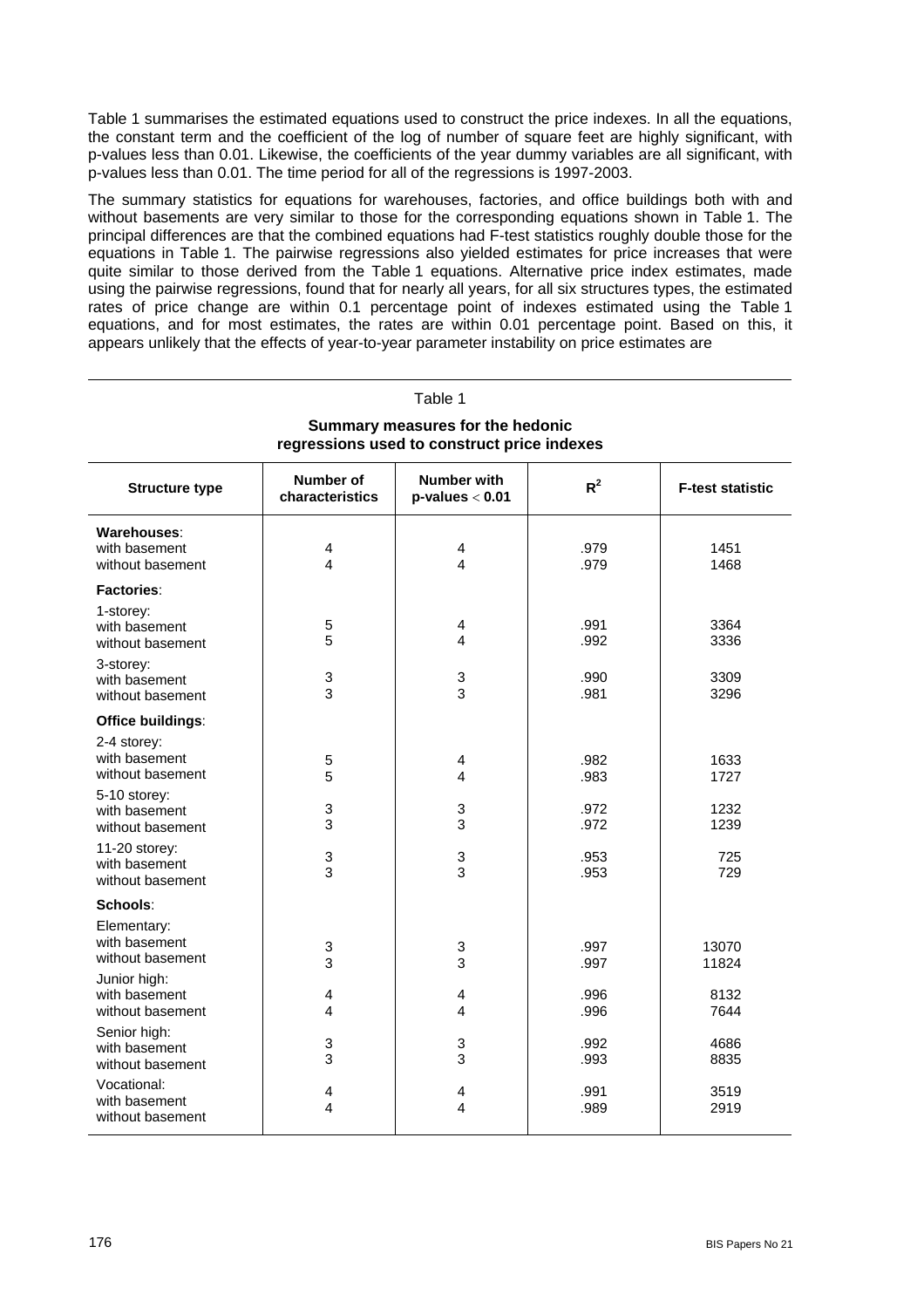Table 1 summarises the estimated equations used to construct the price indexes. In all the equations, the constant term and the coefficient of the log of number of square feet are highly significant, with p-values less than 0.01. Likewise, the coefficients of the year dummy variables are all significant, with p-values less than 0.01. The time period for all of the regressions is 1997-2003.

The summary statistics for equations for warehouses, factories, and office buildings both with and without basements are very similar to those for the corresponding equations shown in Table 1. The principal differences are that the combined equations had F-test statistics roughly double those for the equations in Table 1. The pairwise regressions also yielded estimates for price increases that were quite similar to those derived from the Table 1 equations. Alternative price index estimates, made using the pairwise regressions, found that for nearly all years, for all six structures types, the estimated rates of price change are within 0.1 percentage point of indexes estimated using the Table 1 equations, and for most estimates, the rates are within 0.01 percentage point. Based on this, it appears unlikely that the effects of year-to-year parameter instability on price estimates are

Table 1

**Summary measures for the hedonic regressions used to construct price indexes**

| Structure type | Number of characteristics | Number with p-values $< 0.01$ | $R^2$ | F-test statistic |
|---|---|---|---|---|
| **Warehouses**: | | | | |
| with basement | 4 | 4 | .979 | 1451 |
| without basement | 4 | 4 | .979 | 1468 |
| **Factories**: | | | | |
| 1-storey: | | | | |
| with basement | 5 | 4 | .991 | 3364 |
| without basement | 5 | 4 | .992 | 3336 |
| 3-storey: | | | | |
| with basement | 3 | 3 | .990 | 3309 |
| without basement | 3 | 3 | .981 | 3296 |
| **Office buildings**: | | | | |
| 2-4 storey: | | | | |
| with basement | 5 | 4 | .982 | 1633 |
| without basement | 5 | 4 | .983 | 1727 |
| 5-10 storey: | | | | |
| with basement | 3 | 3 | .972 | 1232 |
| without basement | 3 | 3 | .972 | 1239 |
| 11-20 storey: | | | | |
| with basement | 3 | 3 | .953 | 725 |
| without basement | 3 | 3 | .953 | 729 |
| **Schools**: | | | | |
| Elementary: | | | | |
| with basement | 3 | 3 | .997 | 13070 |
| without basement | 3 | 3 | .997 | 11824 |
| Junior high: | | | | |
| with basement | 4 | 4 | .996 | 8132 |
| without basement | 4 | 4 | .996 | 7644 |
| Senior high: | | | | |
| with basement | 3 | 3 | .992 | 4686 |
| without basement | 3 | 3 | .993 | 8835 |
| Vocational: | | | | |
| with basement | 4 | 4 | .991 | 3519 |
| without basement | 4 | 4 | .989 | 2919 |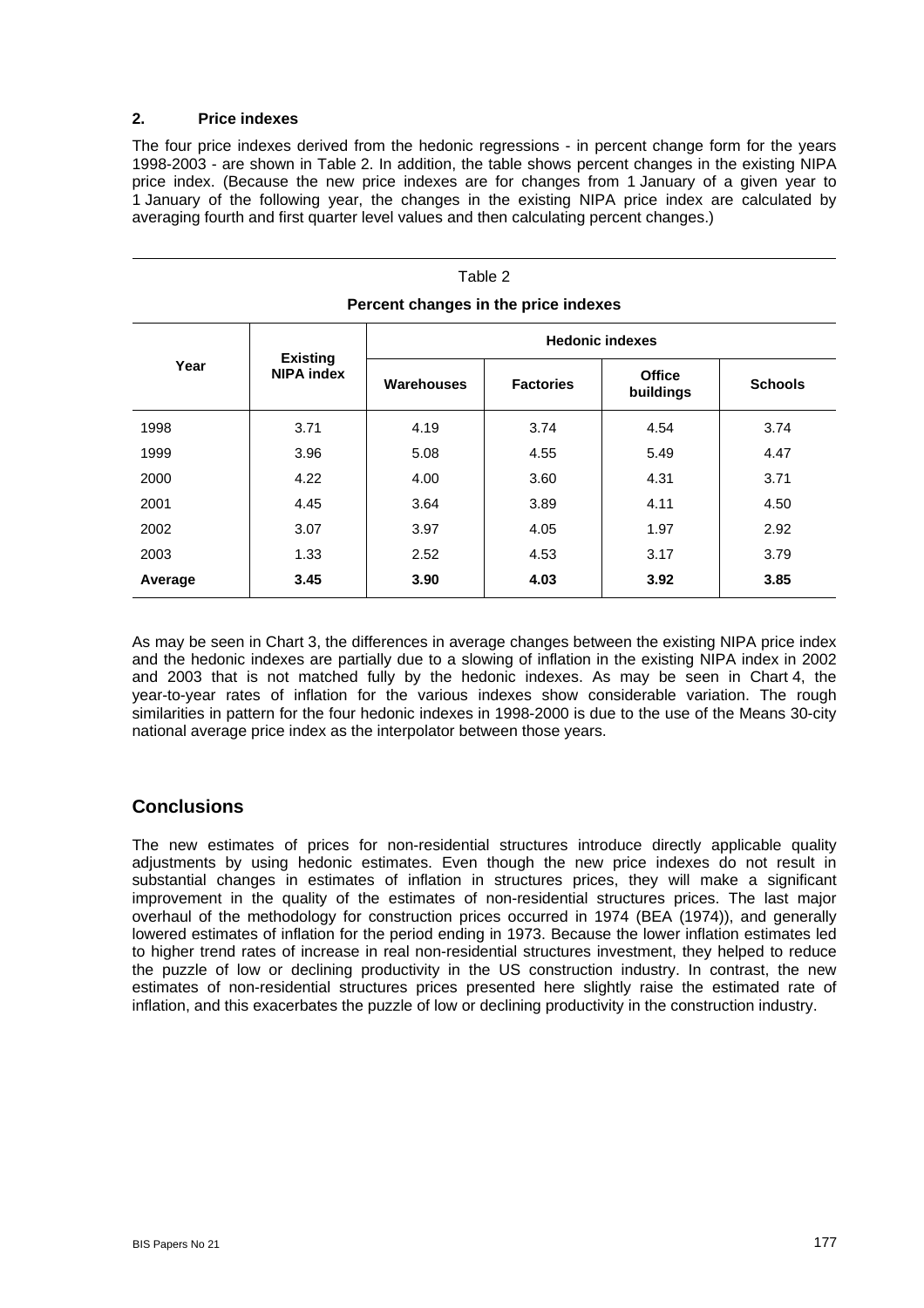## 2. Price indexes

The four price indexes derived from the hedonic regressions - in percent change form for the years 1998-2003 - are shown in Table 2. In addition, the table shows percent changes in the existing NIPA price index. (Because the new price indexes are for changes from 1 January of a given year to 1 January of the following year, the changes in the existing NIPA price index are calculated by averaging fourth and first quarter level values and then calculating percent changes.)

Table 2

**Percent changes in the price indexes**

| Year | Existing NIPA index | Hedonic indexes | | | |
|---|---|---|---|---|---|
| | | Warehouses | Factories | Office buildings | Schools |
| 1998 | 3.71 | 4.19 | 3.74 | 4.54 | 3.74 |
| 1999 | 3.96 | 5.08 | 4.55 | 5.49 | 4.47 |
| 2000 | 4.22 | 4.00 | 3.60 | 4.31 | 3.71 |
| 2001 | 4.45 | 3.64 | 3.89 | 4.11 | 4.50 |
| 2002 | 3.07 | 3.97 | 4.05 | 1.97 | 2.92 |
| 2003 | 1.33 | 2.52 | 4.53 | 3.17 | 3.79 |
| **Average** | **3.45** | **3.90** | **4.03** | **3.92** | **3.85** |

As may be seen in Chart 3, the differences in average changes between the existing NIPA price index and the hedonic indexes are partially due to a slowing of inflation in the existing NIPA index in 2002 and 2003 that is not matched fully by the hedonic indexes. As may be seen in Chart 4, the year-to-year rates of inflation for the various indexes show considerable variation. The rough similarities in pattern for the four hedonic indexes in 1998-2000 is due to the use of the Means 30-city national average price index as the interpolator between those years.

# Conclusions

The new estimates of prices for non-residential structures introduce directly applicable quality adjustments by using hedonic estimates. Even though the new price indexes do not result in substantial changes in estimates of inflation in structures prices, they will make a significant improvement in the quality of the estimates of non-residential structures prices. The last major overhaul of the methodology for construction prices occurred in 1974 (BEA (1974)), and generally lowered estimates of inflation for the period ending in 1973. Because the lower inflation estimates led to higher trend rates of increase in real non-residential structures investment, they helped to reduce the puzzle of low or declining productivity in the US construction industry. In contrast, the new estimates of non-residential structures prices presented here slightly raise the estimated rate of inflation, and this exacerbates the puzzle of low or declining productivity in the construction industry.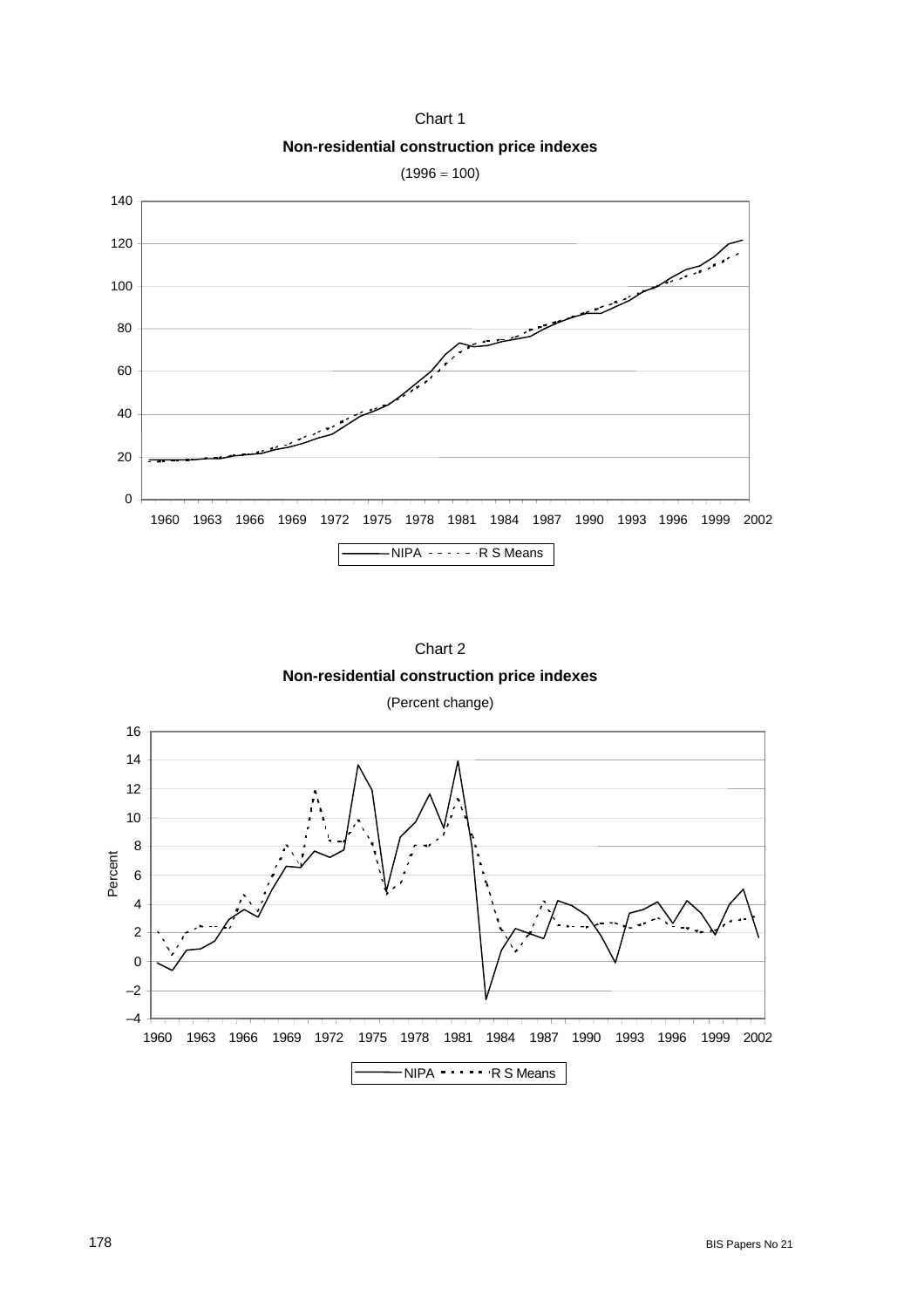Chart 1

**Non-residential construction price indexes**

(1996 = 100)

Chart 2

**Non-residential construction price indexes**

(Percent change)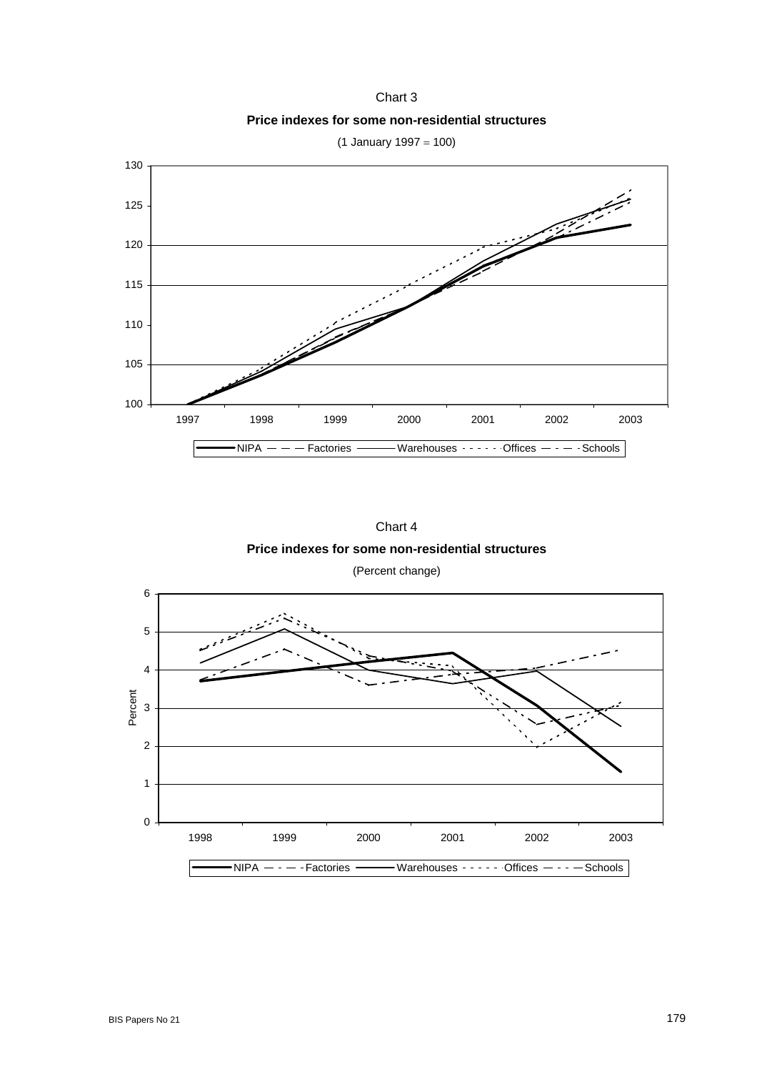Chart 3

**Price indexes for some non-residential structures**

(1 January 1997 = 100)

Chart 4

**Price indexes for some non-residential structures**

(Percent change)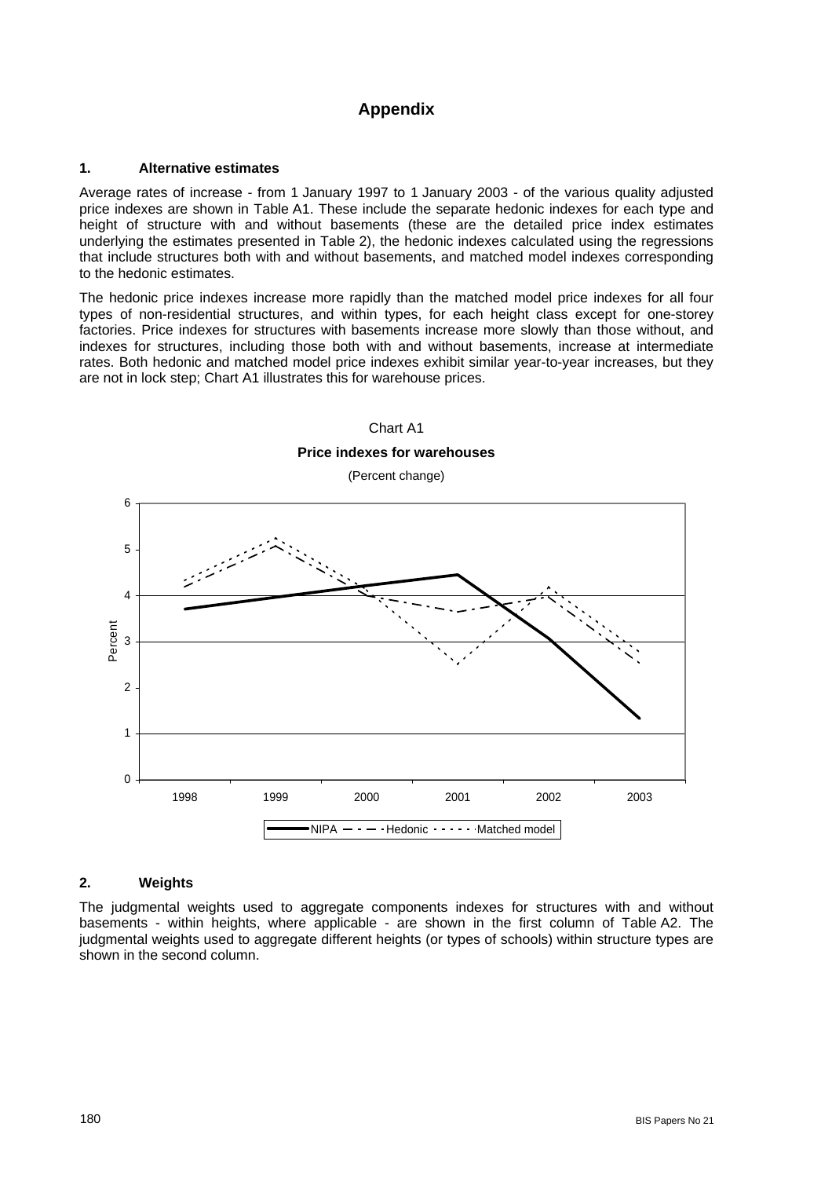# Appendix

## 1. Alternative estimates

Average rates of increase - from 1 January 1997 to 1 January 2003 - of the various quality adjusted price indexes are shown in Table A1. These include the separate hedonic indexes for each type and height of structure with and without basements (these are the detailed price index estimates underlying the estimates presented in Table 2), the hedonic indexes calculated using the regressions that include structures both with and without basements, and matched model indexes corresponding to the hedonic estimates.

The hedonic price indexes increase more rapidly than the matched model price indexes for all four types of non-residential structures, and within types, for each height class except for one-storey factories. Price indexes for structures with basements increase more slowly than those without, and indexes for structures, including those both with and without basements, increase at intermediate rates. Both hedonic and matched model price indexes exhibit similar year-to-year increases, but they are not in lock step; Chart A1 illustrates this for warehouse prices.

Chart A1

**Price indexes for warehouses**

(Percent change)

## 2. Weights

The judgmental weights used to aggregate components indexes for structures with and without basements - within heights, where applicable - are shown in the first column of Table A2. The judgmental weights used to aggregate different heights (or types of schools) within structure types are shown in the second column.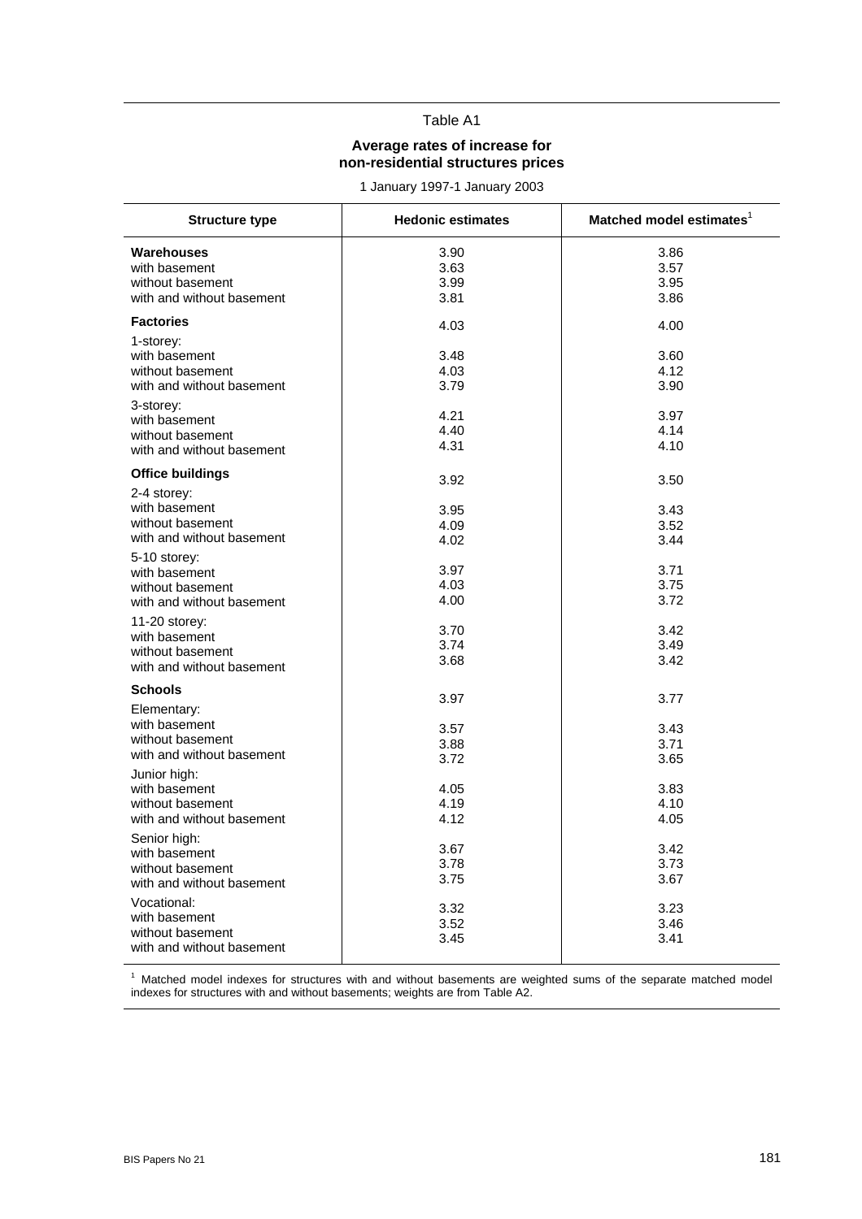Table A1

**Average rates of increase for non-residential structures prices**

1 January 1997-1 January 2003

| Structure type | Hedonic estimates | Matched model estimates[1] |
|---|---|---|
| **Warehouses** | 3.90 | 3.86 |
| with basement | 3.63 | 3.57 |
| without basement | 3.99 | 3.95 |
| with and without basement | 3.81 | 3.86 |
| **Factories** | 4.03 | 4.00 |
| 1-storey: | | |
| with basement | 3.48 | 3.60 |
| without basement | 4.03 | 4.12 |
| with and without basement | 3.79 | 3.90 |
| 3-storey: | | |
| with basement | 4.21 | 3.97 |
| without basement | 4.40 | 4.14 |
| with and without basement | 4.31 | 4.10 |
| **Office buildings** | 3.92 | 3.50 |
| 2-4 storey: | | |
| with basement | 3.95 | 3.43 |
| without basement | 4.09 | 3.52 |
| with and without basement | 4.02 | 3.44 |
| 5-10 storey: | | |
| with basement | 3.97 | 3.71 |
| without basement | 4.03 | 3.75 |
| with and without basement | 4.00 | 3.72 |
| 11-20 storey: | | |
| with basement | 3.70 | 3.42 |
| without basement | 3.74 | 3.49 |
| with and without basement | 3.68 | 3.42 |
| **Schools** | 3.97 | 3.77 |
| Elementary: | | |
| with basement | 3.57 | 3.43 |
| without basement | 3.88 | 3.71 |
| with and without basement | 3.72 | 3.65 |
| Junior high: | | |
| with basement | 4.05 | 3.83 |
| without basement | 4.19 | 4.10 |
| with and without basement | 4.12 | 4.05 |
| Senior high: | | |
| with basement | 3.67 | 3.42 |
| without basement | 3.78 | 3.73 |
| with and without basement | 3.75 | 3.67 |
| Vocational: | | |
| with basement | 3.32 | 3.23 |
| without basement | 3.52 | 3.46 |
| with and without basement | 3.45 | 3.41 |

[1] Matched model indexes for structures with and without basements are weighted sums of the separate matched model indexes for structures with and without basements; weights are from Table A2.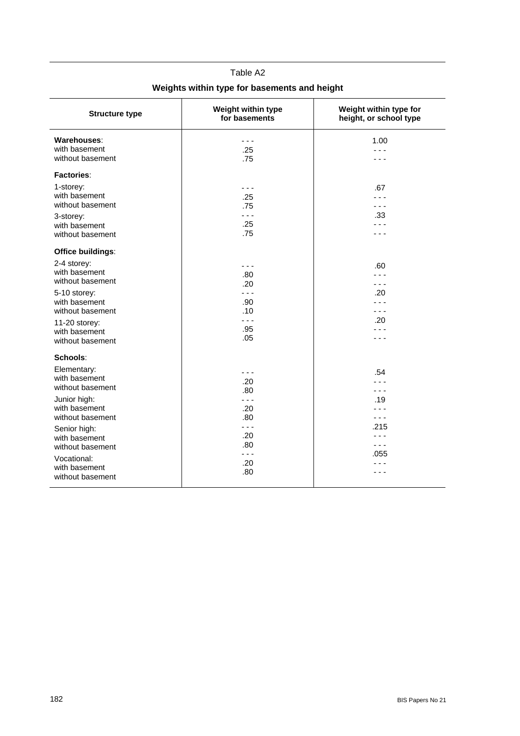Table A2

**Weights within type for basements and height**

| Structure type | Weight within type for basements | Weight within type for height, or school type |
|---|---|---|
| **Warehouses**: | - - - | 1.00 |
| with basement | .25 | - - - |
| without basement | .75 | - - - |
| **Factories**: | | |
| 1-storey: | - - - | .67 |
| with basement | .25 | - - - |
| without basement | .75 | - - - |
| 3-storey: | - - - | .33 |
| with basement | .25 | - - - |
| without basement | .75 | - - - |
| **Office buildings**: | | |
| 2-4 storey: | - - - | .60 |
| with basement | .80 | - - - |
| without basement | .20 | - - - |
| 5-10 storey: | - - - | .20 |
| with basement | .90 | - - - |
| without basement | .10 | - - - |
| 11-20 storey: | - - - | .20 |
| with basement | .95 | - - - |
| without basement | .05 | - - - |
| **Schools**: | | |
| Elementary: | - - - | .54 |
| with basement | .20 | - - - |
| without basement | .80 | - - - |
| Junior high: | - - - | .19 |
| with basement | .20 | - - - |
| without basement | .80 | - - - |
| Senior high: | - - - | .215 |
| with basement | .20 | - - - |
| without basement | .80 | - - - |
| Vocational: | - - - | .055 |
| with basement | .20 | - - - |
| without basement | .80 | - - - |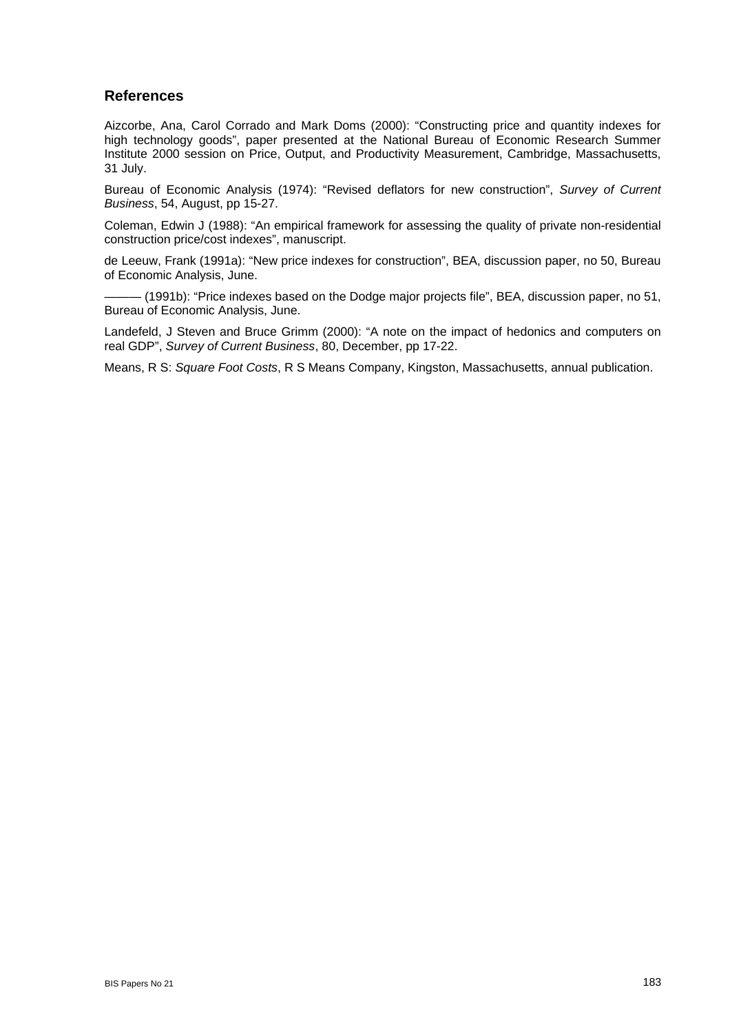## References

Aizcorbe, Ana, Carol Corrado and Mark Doms (2000): "Constructing price and quantity indexes for high technology goods", paper presented at the National Bureau of Economic Research Summer Institute 2000 session on Price, Output, and Productivity Measurement, Cambridge, Massachusetts, 31 July.

Bureau of Economic Analysis (1974): "Revised deflators for new construction", *Survey of Current Business*, 54, August, pp 15-27.

Coleman, Edwin J (1988): "An empirical framework for assessing the quality of private non-residential construction price/cost indexes", manuscript.

de Leeuw, Frank (1991a): "New price indexes for construction", BEA, discussion paper, no 50, Bureau of Economic Analysis, June.

——— (1991b): "Price indexes based on the Dodge major projects file", BEA, discussion paper, no 51, Bureau of Economic Analysis, June.

Landefeld, J Steven and Bruce Grimm (2000): "A note on the impact of hedonics and computers on real GDP", *Survey of Current Business*, 80, December, pp 17-22.

Means, R S: *Square Foot Costs*, R S Means Company, Kingston, Massachusetts, annual publication.